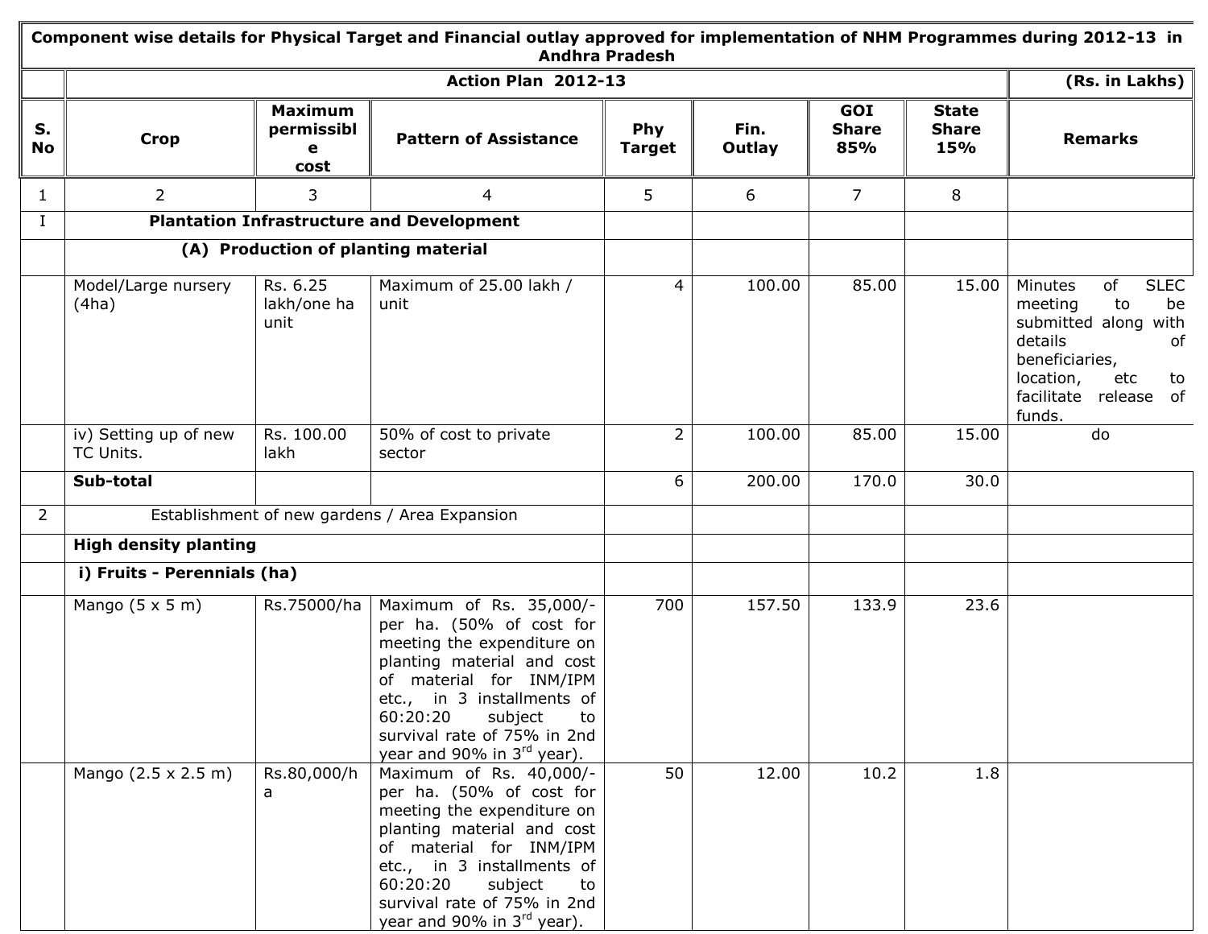| Component wise details for Physical Target and Financial outlay approved for implementation of NHM Programmes during 2012-13 in Andhra Pradesh | | | | | | | | |
|---|---|---|---|---|---|---|---|---|
| | Action Plan 2012-13 | | | | | | | (Rs. in Lakhs) |
| S. No | Crop | Maximum permissible cost | Pattern of Assistance | Phy Target | Fin. Outlay | GOI Share 85% | State Share 15% | Remarks |
| 1 | 2 | 3 | 4 | 5 | 6 | 7 | 8 | |
| I | **Plantation Infrastructure and Development** | | | | | | | |
| | **(A) Production of planting material** | | | | | | | |
| | Model/Large nursery (4ha) | Rs. 6.25 lakh/one ha unit | Maximum of 25.00 lakh / unit | 4 | 100.00 | 85.00 | 15.00 | Minutes of SLEC meeting to be submitted along with details of beneficiaries, location, etc to facilitate release of funds. |
| | iv) Setting up of new TC Units. | Rs. 100.00 lakh | 50% of cost to private sector | 2 | 100.00 | 85.00 | 15.00 | do |
| | **Sub-total** | | | 6 | 200.00 | 170.0 | 30.0 | |
| 2 | Establishment of new gardens / Area Expansion | | | | | | | |
| | **High density planting** | | | | | | | |
| | **i) Fruits - Perennials (ha)** | | | | | | | |
| | Mango (5 x 5 m) | Rs.75000/ha | Maximum of Rs. 35,000/- per ha. (50% of cost for meeting the expenditure on planting material and cost of material for INM/IPM etc., in 3 installments of 60:20:20 subject to survival rate of 75% in 2nd year and 90% in 3rd year). | 700 | 157.50 | 133.9 | 23.6 | |
| | Mango (2.5 x 2.5 m) | Rs.80,000/ha | Maximum of Rs. 40,000/- per ha. (50% of cost for meeting the expenditure on planting material and cost of material for INM/IPM etc., in 3 installments of 60:20:20 subject to survival rate of 75% in 2nd year and 90% in 3rd year). | 50 | 12.00 | 10.2 | 1.8 | |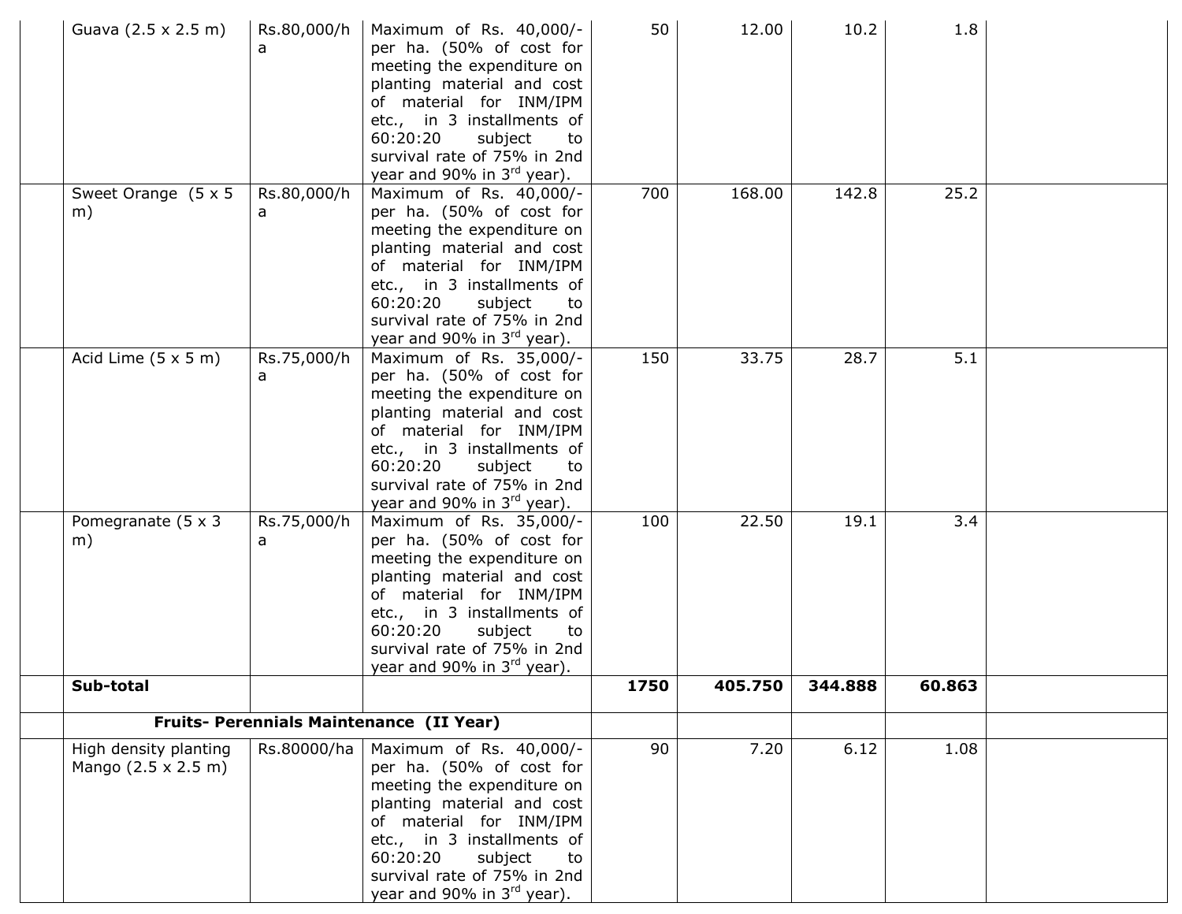| | | | | | | | | |
|---|---|---|---|---|---|---|---|---|
| | Guava (2.5 x 2.5 m) | Rs.80,000/ha | Maximum of Rs. 40,000/- per ha. (50% of cost for meeting the expenditure on planting material and cost of material for INM/IPM etc., in 3 installments of 60:20:20 subject to survival rate of 75% in 2nd year and 90% in 3rd year). | 50 | 12.00 | 10.2 | 1.8 | |
| | Sweet Orange (5 x 5 m) | Rs.80,000/ha | Maximum of Rs. 40,000/- per ha. (50% of cost for meeting the expenditure on planting material and cost of material for INM/IPM etc., in 3 installments of 60:20:20 subject to survival rate of 75% in 2nd year and 90% in 3rd year). | 700 | 168.00 | 142.8 | 25.2 | |
| | Acid Lime (5 x 5 m) | Rs.75,000/ha | Maximum of Rs. 35,000/- per ha. (50% of cost for meeting the expenditure on planting material and cost of material for INM/IPM etc., in 3 installments of 60:20:20 subject to survival rate of 75% in 2nd year and 90% in 3rd year). | 150 | 33.75 | 28.7 | 5.1 | |
| | Pomegranate (5 x 3 m) | Rs.75,000/ha | Maximum of Rs. 35,000/- per ha. (50% of cost for meeting the expenditure on planting material and cost of material for INM/IPM etc., in 3 installments of 60:20:20 subject to survival rate of 75% in 2nd year and 90% in 3rd year). | 100 | 22.50 | 19.1 | 3.4 | |
| | **Sub-total** | | | **1750** | **405.750** | **344.888** | **60.863** | |
| | **Fruits- Perennials Maintenance (II Year)** | | | | | | | |
| | High density planting Mango (2.5 x 2.5 m) | Rs.80000/ha | Maximum of Rs. 40,000/- per ha. (50% of cost for meeting the expenditure on planting material and cost of material for INM/IPM etc., in 3 installments of 60:20:20 subject to survival rate of 75% in 2nd year and 90% in 3rd year). | 90 | 7.20 | 6.12 | 1.08 | |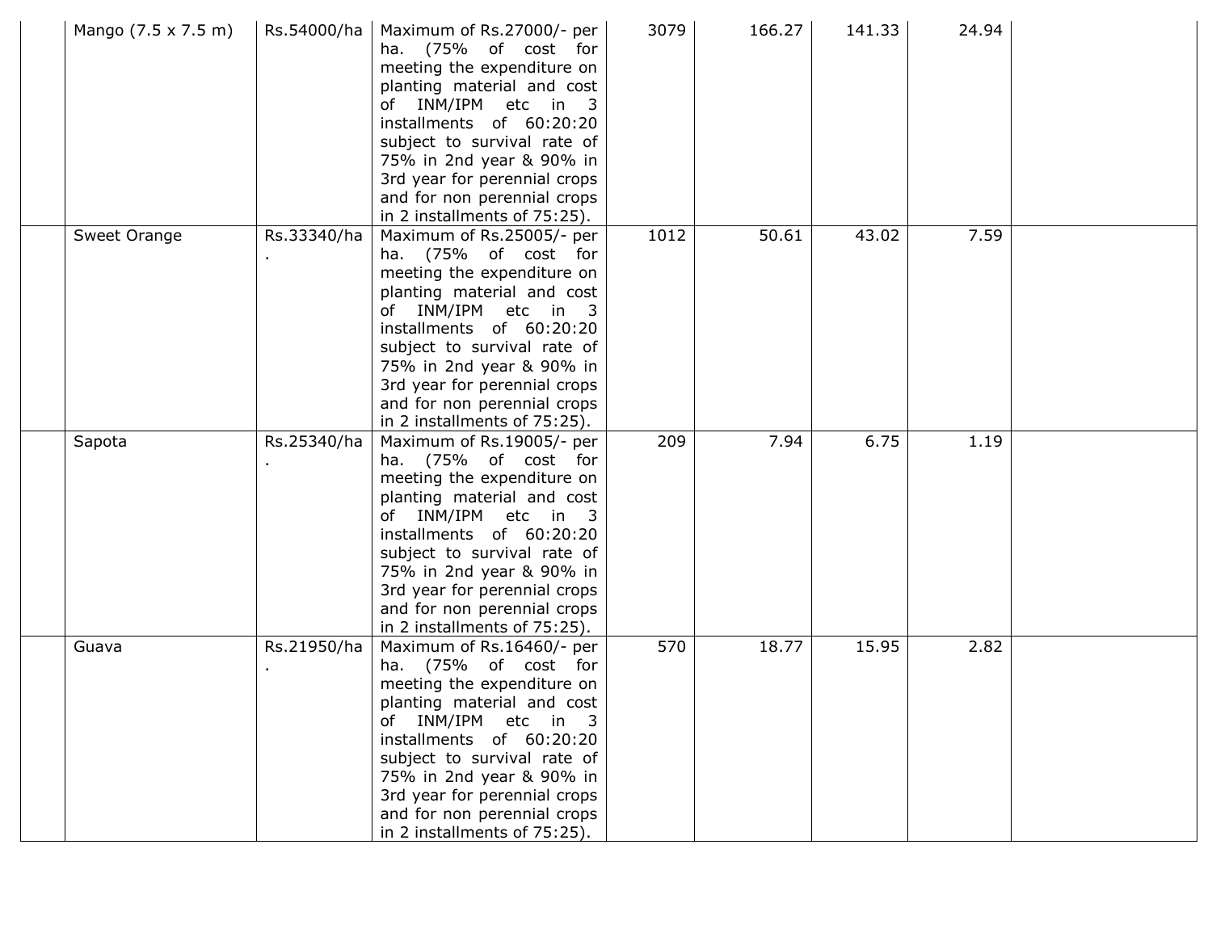|  |  |  |  |  |  |  |  |  |
|---|---|---|---|---|---|---|---|---|
|  | Mango (7.5 x 7.5 m) | Rs.54000/ha | Maximum of Rs.27000/- per ha. (75% of cost for meeting the expenditure on planting material and cost of INM/IPM etc in 3 installments of 60:20:20 subject to survival rate of 75% in 2nd year & 90% in 3rd year for perennial crops and for non perennial crops in 2 installments of 75:25). | 3079 | 166.27 | 141.33 | 24.94 |  |
|  | Sweet Orange | Rs.33340/ha. | Maximum of Rs.25005/- per ha. (75% of cost for meeting the expenditure on planting material and cost of INM/IPM etc in 3 installments of 60:20:20 subject to survival rate of 75% in 2nd year & 90% in 3rd year for perennial crops and for non perennial crops in 2 installments of 75:25). | 1012 | 50.61 | 43.02 | 7.59 |  |
|  | Sapota | Rs.25340/ha. | Maximum of Rs.19005/- per ha. (75% of cost for meeting the expenditure on planting material and cost of INM/IPM etc in 3 installments of 60:20:20 subject to survival rate of 75% in 2nd year & 90% in 3rd year for perennial crops and for non perennial crops in 2 installments of 75:25). | 209 | 7.94 | 6.75 | 1.19 |  |
|  | Guava | Rs.21950/ha. | Maximum of Rs.16460/- per ha. (75% of cost for meeting the expenditure on planting material and cost of INM/IPM etc in 3 installments of 60:20:20 subject to survival rate of 75% in 2nd year & 90% in 3rd year for perennial crops and for non perennial crops in 2 installments of 75:25). | 570 | 18.77 | 15.95 | 2.82 |  |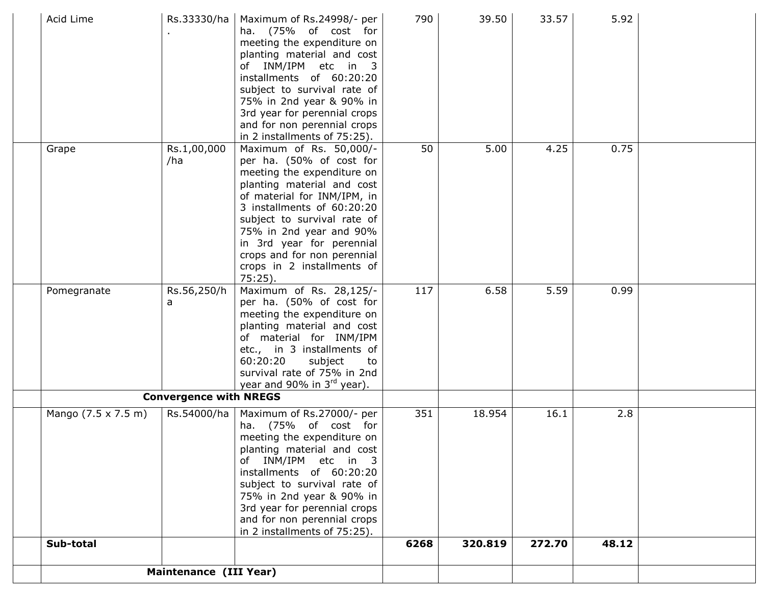| | | | | | | | | |
|---|---|---|---|---|---|---|---|---|
| | Acid Lime | Rs.33330/ha. | Maximum of Rs.24998/- per ha. (75% of cost for meeting the expenditure on planting material and cost of INM/IPM etc in 3 installments of 60:20:20 subject to survival rate of 75% in 2nd year & 90% in 3rd year for perennial crops and for non perennial crops in 2 installments of 75:25). | 790 | 39.50 | 33.57 | 5.92 | |
| | Grape | Rs.1,00,000 /ha | Maximum of Rs. 50,000/- per ha. (50% of cost for meeting the expenditure on planting material and cost of material for INM/IPM, in 3 installments of 60:20:20 subject to survival rate of 75% in 2nd year and 90% in 3rd year for perennial crops and for non perennial crops in 2 installments of 75:25). | 50 | 5.00 | 4.25 | 0.75 | |
| | Pomegranate | Rs.56,250/ha | Maximum of Rs. 28,125/- per ha. (50% of cost for meeting the expenditure on planting material and cost of material for INM/IPM etc., in 3 installments of 60:20:20 subject to survival rate of 75% in 2nd year and 90% in 3rd year). | 117 | 6.58 | 5.59 | 0.99 | |
| | **Convergence with NREGS** | | | | | | | |
| | Mango (7.5 x 7.5 m) | Rs.54000/ha | Maximum of Rs.27000/- per ha. (75% of cost for meeting the expenditure on planting material and cost of INM/IPM etc in 3 installments of 60:20:20 subject to survival rate of 75% in 2nd year & 90% in 3rd year for perennial crops and for non perennial crops in 2 installments of 75:25). | 351 | 18.954 | 16.1 | 2.8 | |
| | **Sub-total** | | | **6268** | **320.819** | **272.70** | **48.12** | |
| | **Maintenance (III Year)** | | | | | | | |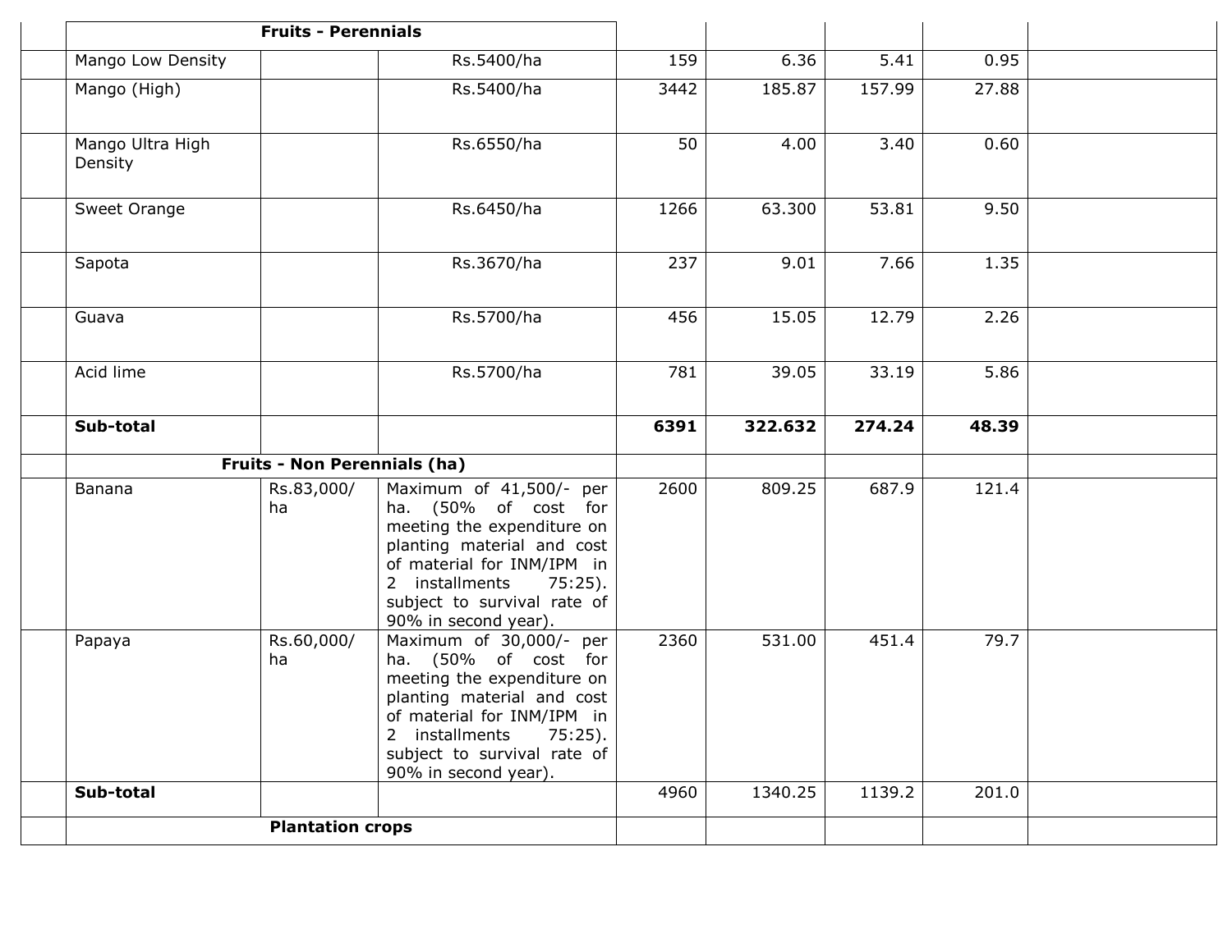| | | | | | | | | |
|---|---|---|---|---|---|---|---|---|
| | **Fruits - Perennials** | | | | | | | |
| | Mango Low Density | | Rs.5400/ha | 159 | 6.36 | 5.41 | 0.95 | |
| | Mango (High) | | Rs.5400/ha | 3442 | 185.87 | 157.99 | 27.88 | |
| | Mango Ultra High Density | | Rs.6550/ha | 50 | 4.00 | 3.40 | 0.60 | |
| | Sweet Orange | | Rs.6450/ha | 1266 | 63.300 | 53.81 | 9.50 | |
| | Sapota | | Rs.3670/ha | 237 | 9.01 | 7.66 | 1.35 | |
| | Guava | | Rs.5700/ha | 456 | 15.05 | 12.79 | 2.26 | |
| | Acid lime | | Rs.5700/ha | 781 | 39.05 | 33.19 | 5.86 | |
| | **Sub-total** | | | **6391** | **322.632** | **274.24** | **48.39** | |
| | **Fruits - Non Perennials (ha)** | | | | | | | |
| | Banana | Rs.83,000/ ha | Maximum of 41,500/- per ha. (50% of cost for meeting the expenditure on planting material and cost of material for INM/IPM in 2 installments 75:25). subject to survival rate of 90% in second year). | 2600 | 809.25 | 687.9 | 121.4 | |
| | Papaya | Rs.60,000/ ha | Maximum of 30,000/- per ha. (50% of cost for meeting the expenditure on planting material and cost of material for INM/IPM in 2 installments 75:25). subject to survival rate of 90% in second year). | 2360 | 531.00 | 451.4 | 79.7 | |
| | **Sub-total** | | | 4960 | 1340.25 | 1139.2 | 201.0 | |
| | **Plantation crops** | | | | | | | |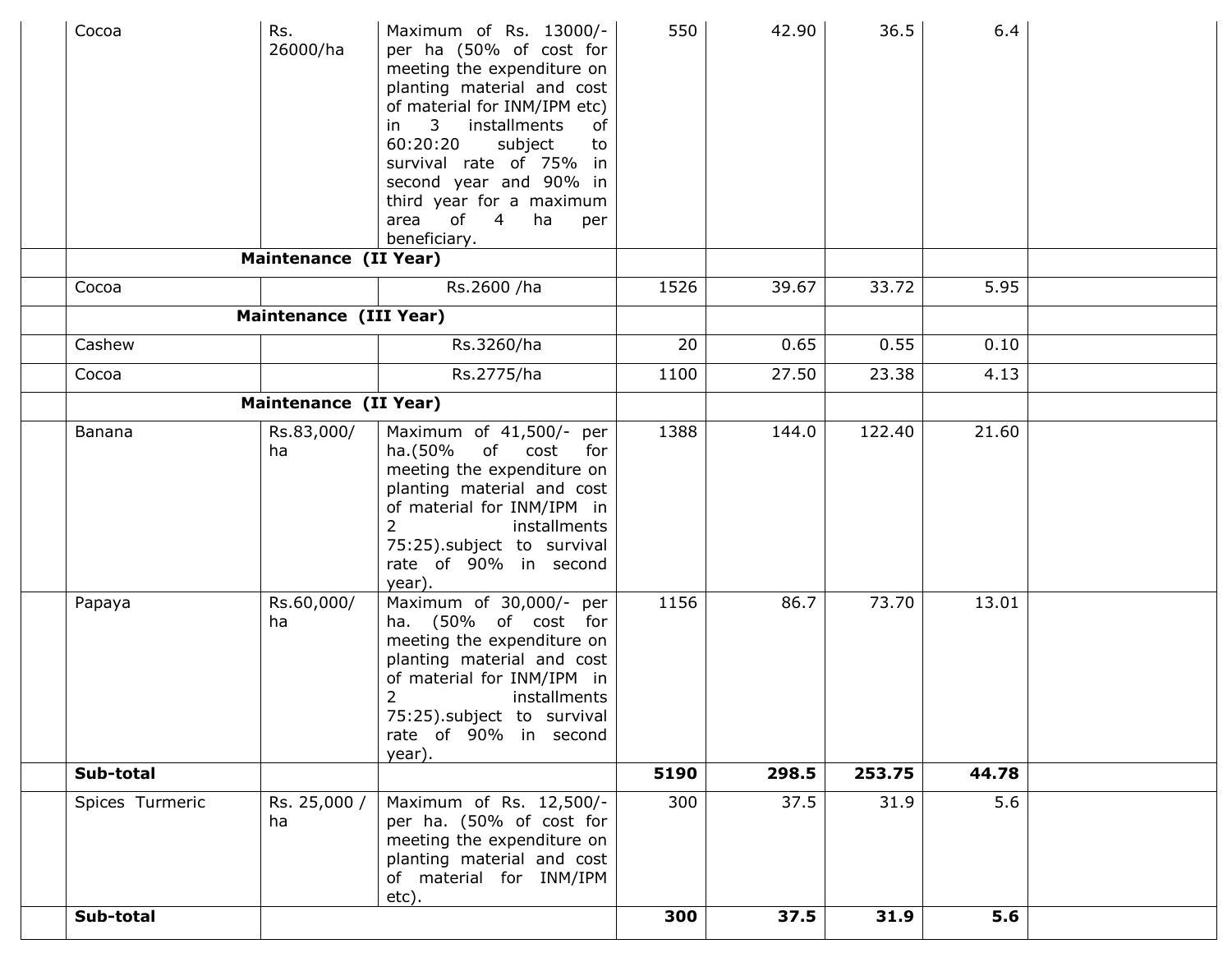| | | | | | | | | |
|---|---|---|---|---|---|---|---|---|
| | Cocoa | Rs. 26000/ha | Maximum of Rs. 13000/- per ha (50% of cost for meeting the expenditure on planting material and cost of material for INM/IPM etc) in 3 installments of 60:20:20 subject to survival rate of 75% in second year and 90% in third year for a maximum area of 4 ha per beneficiary. | 550 | 42.90 | 36.5 | 6.4 | |
| | **Maintenance (II Year)** | | | | | | | |
| | Cocoa | | Rs.2600 /ha | 1526 | 39.67 | 33.72 | 5.95 | |
| | **Maintenance (III Year)** | | | | | | | |
| | Cashew | | Rs.3260/ha | 20 | 0.65 | 0.55 | 0.10 | |
| | Cocoa | | Rs.2775/ha | 1100 | 27.50 | 23.38 | 4.13 | |
| | **Maintenance (II Year)** | | | | | | | |
| | Banana | Rs.83,000/ha | Maximum of 41,500/- per ha.(50% of cost for meeting the expenditure on planting material and cost of material for INM/IPM in 2 installments 75:25).subject to survival rate of 90% in second year). | 1388 | 144.0 | 122.40 | 21.60 | |
| | Papaya | Rs.60,000/ha | Maximum of 30,000/- per ha. (50% of cost for meeting the expenditure on planting material and cost of material for INM/IPM in 2 installments 75:25).subject to survival rate of 90% in second year). | 1156 | 86.7 | 73.70 | 13.01 | |
| | **Sub-total** | | | **5190** | **298.5** | **253.75** | **44.78** | |
| | Spices Turmeric | Rs. 25,000 / ha | Maximum of Rs. 12,500/- per ha. (50% of cost for meeting the expenditure on planting material and cost of material for INM/IPM etc). | 300 | 37.5 | 31.9 | 5.6 | |
| | **Sub-total** | | | **300** | **37.5** | **31.9** | **5.6** | |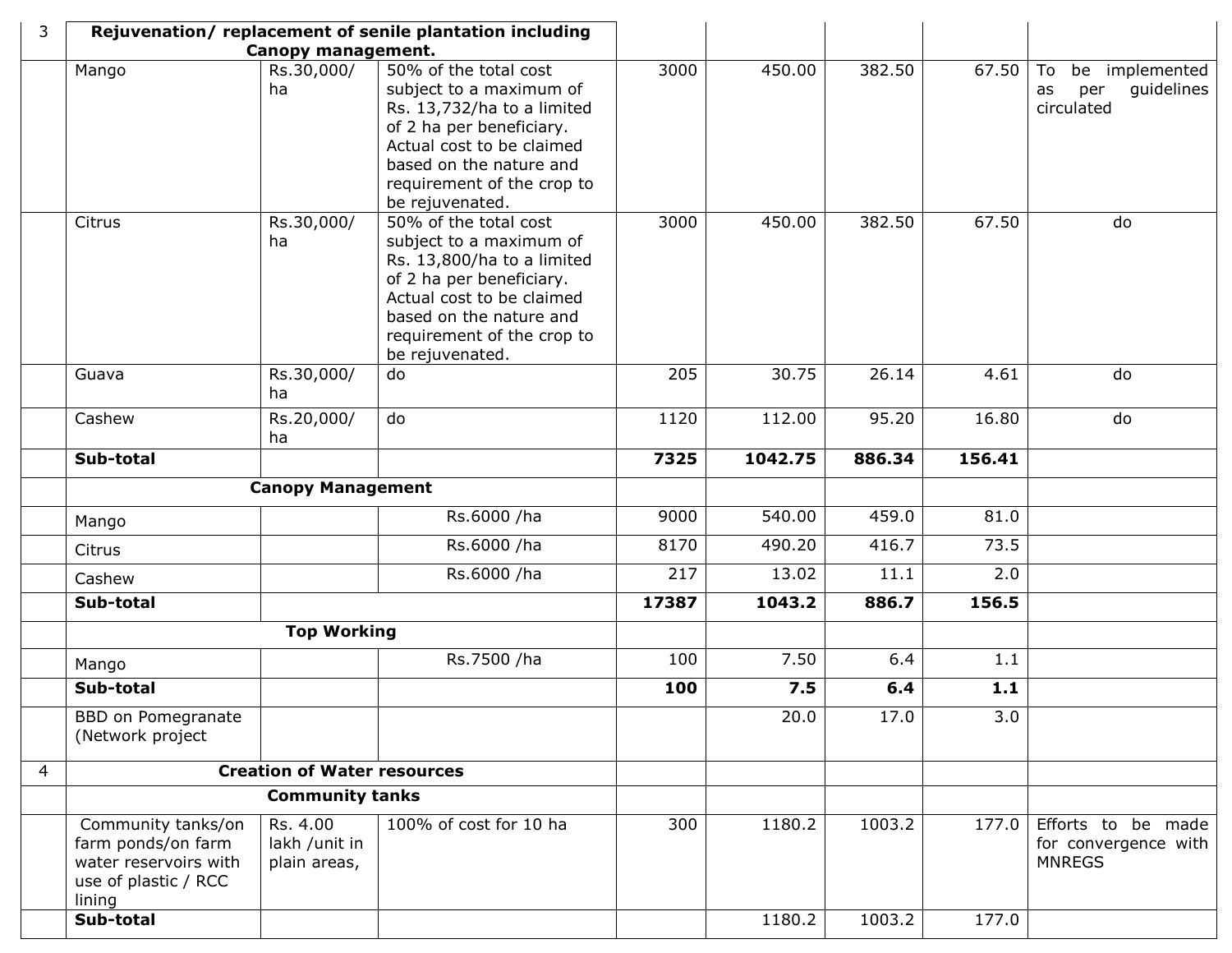| 3 | Rejuvenation/ replacement of senile plantation including Canopy management. | | | | | | | |
|---|---|---|---|---|---|---|---|---|
| | Mango | Rs.30,000/ ha | 50% of the total cost subject to a maximum of Rs. 13,732/ha to a limited of 2 ha per beneficiary. Actual cost to be claimed based on the nature and requirement of the crop to be rejuvenated. | 3000 | 450.00 | 382.50 | 67.50 | To be implemented as per guidelines circulated |
| | Citrus | Rs.30,000/ ha | 50% of the total cost subject to a maximum of Rs. 13,800/ha to a limited of 2 ha per beneficiary. Actual cost to be claimed based on the nature and requirement of the crop to be rejuvenated. | 3000 | 450.00 | 382.50 | 67.50 | do |
| | Guava | Rs.30,000/ ha | do | 205 | 30.75 | 26.14 | 4.61 | do |
| | Cashew | Rs.20,000/ ha | do | 1120 | 112.00 | 95.20 | 16.80 | do |
| | **Sub-total** | | | **7325** | **1042.75** | **886.34** | **156.41** | |
| | **Canopy Management** | | | | | | | |
| | Mango | | Rs.6000 /ha | 9000 | 540.00 | 459.0 | 81.0 | |
| | Citrus | | Rs.6000 /ha | 8170 | 490.20 | 416.7 | 73.5 | |
| | Cashew | | Rs.6000 /ha | 217 | 13.02 | 11.1 | 2.0 | |
| | **Sub-total** | | | **17387** | **1043.2** | **886.7** | **156.5** | |
| | **Top Working** | | | | | | | |
| | Mango | | Rs.7500 /ha | 100 | 7.50 | 6.4 | 1.1 | |
| | **Sub-total** | | | **100** | **7.5** | **6.4** | **1.1** | |
| | BBD on Pomegranate (Network project | | | | 20.0 | 17.0 | 3.0 | |
| 4 | **Creation of Water resources** | | | | | | | |
| | **Community tanks** | | | | | | | |
| | Community tanks/on farm ponds/on farm water reservoirs with use of plastic / RCC lining | Rs. 4.00 lakh /unit in plain areas, | 100% of cost for 10 ha | 300 | 1180.2 | 1003.2 | 177.0 | Efforts to be made for convergence with MNREGS |
| | **Sub-total** | | | | 1180.2 | 1003.2 | 177.0 | |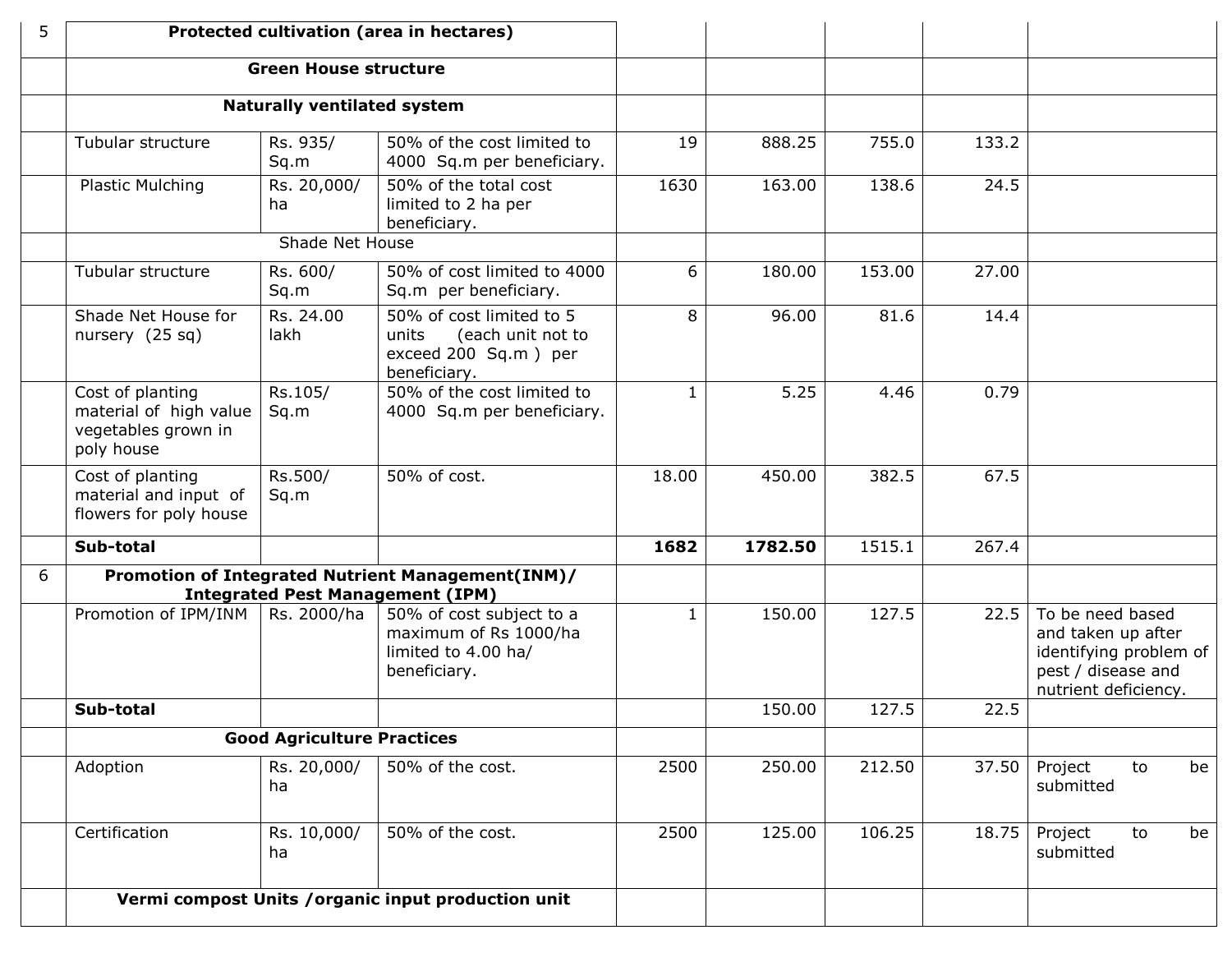| 5 | Protected cultivation (area in hectares) | | | | | | | |
|---|---|---|---|---|---|---|---|---|
| | Green House structure | | | | | | | |
| | Naturally ventilated system | | | | | | | |
| | Tubular structure | Rs. 935/ Sq.m | 50% of the cost limited to 4000 Sq.m per beneficiary. | 19 | 888.25 | 755.0 | 133.2 | |
| | Plastic Mulching | Rs. 20,000/ ha | 50% of the total cost limited to 2 ha per beneficiary. | 1630 | 163.00 | 138.6 | 24.5 | |
| | Shade Net House | | | | | | | |
| | Tubular structure | Rs. 600/ Sq.m | 50% of cost limited to 4000 Sq.m per beneficiary. | 6 | 180.00 | 153.00 | 27.00 | |
| | Shade Net House for nursery (25 sq) | Rs. 24.00 lakh | 50% of cost limited to 5 units (each unit not to exceed 200 Sq.m ) per beneficiary. | 8 | 96.00 | 81.6 | 14.4 | |
| | Cost of planting material of high value vegetables grown in poly house | Rs.105/ Sq.m | 50% of the cost limited to 4000 Sq.m per beneficiary. | 1 | 5.25 | 4.46 | 0.79 | |
| | Cost of planting material and input of flowers for poly house | Rs.500/ Sq.m | 50% of cost. | 18.00 | 450.00 | 382.5 | 67.5 | |
| | **Sub-total** | | | **1682** | **1782.50** | 1515.1 | 267.4 | |
| 6 | **Promotion of Integrated Nutrient Management(INM)/ Integrated Pest Management (IPM)** | | | | | | | |
| | Promotion of IPM/INM | Rs. 2000/ha | 50% of cost subject to a maximum of Rs 1000/ha limited to 4.00 ha/ beneficiary. | 1 | 150.00 | 127.5 | 22.5 | To be need based and taken up after identifying problem of pest / disease and nutrient deficiency. |
| | **Sub-total** | | | | 150.00 | 127.5 | 22.5 | |
| | **Good Agriculture Practices** | | | | | | | |
| | Adoption | Rs. 20,000/ ha | 50% of the cost. | 2500 | 250.00 | 212.50 | 37.50 | Project to be submitted |
| | Certification | Rs. 10,000/ ha | 50% of the cost. | 2500 | 125.00 | 106.25 | 18.75 | Project to be submitted |
| | **Vermi compost Units /organic input production unit** | | | | | | | |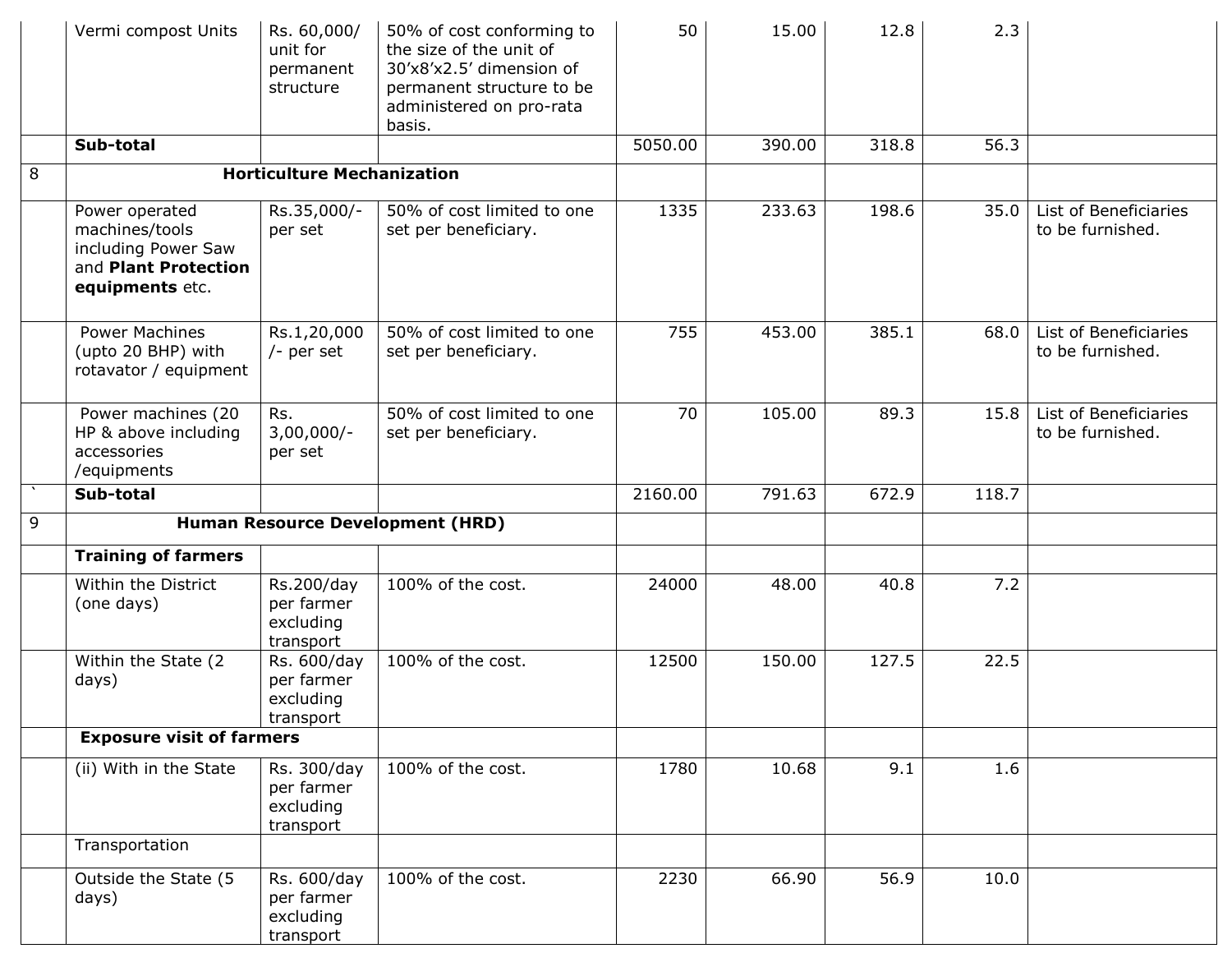| | | | | | | | | |
|---|---|---|---|---|---|---|---|---|
| | Vermi compost Units | Rs. 60,000/ unit for permanent structure | 50% of cost conforming to the size of the unit of 30'x8'x2.5' dimension of permanent structure to be administered on pro-rata basis. | 50 | 15.00 | 12.8 | 2.3 | |
| | **Sub-total** | | | 5050.00 | 390.00 | 318.8 | 56.3 | |
| 8 | **Horticulture Mechanization** | | | | | | | |
| | Power operated machines/tools including Power Saw and **Plant Protection equipments** etc. | Rs.35,000/- per set | 50% of cost limited to one set per beneficiary. | 1335 | 233.63 | 198.6 | 35.0 | List of Beneficiaries to be furnished. |
| | Power Machines (upto 20 BHP) with rotavator / equipment | Rs.1,20,000 /- per set | 50% of cost limited to one set per beneficiary. | 755 | 453.00 | 385.1 | 68.0 | List of Beneficiaries to be furnished. |
| | Power machines (20 HP & above including accessories /equipments | Rs. 3,00,000/- per set | 50% of cost limited to one set per beneficiary. | 70 | 105.00 | 89.3 | 15.8 | List of Beneficiaries to be furnished. |
| ` | **Sub-total** | | | 2160.00 | 791.63 | 672.9 | 118.7 | |
| 9 | **Human Resource Development (HRD)** | | | | | | | |
| | **Training of farmers** | | | | | | | |
| | Within the District (one days) | Rs.200/day per farmer excluding transport | 100% of the cost. | 24000 | 48.00 | 40.8 | 7.2 | |
| | Within the State (2 days) | Rs. 600/day per farmer excluding transport | 100% of the cost. | 12500 | 150.00 | 127.5 | 22.5 | |
| | **Exposure visit of farmers** | | | | | | | |
| | (ii) With in the State | Rs. 300/day per farmer excluding transport | 100% of the cost. | 1780 | 10.68 | 9.1 | 1.6 | |
| | Transportation | | | | | | | |
| | Outside the State (5 days) | Rs. 600/day per farmer excluding transport | 100% of the cost. | 2230 | 66.90 | 56.9 | 10.0 | |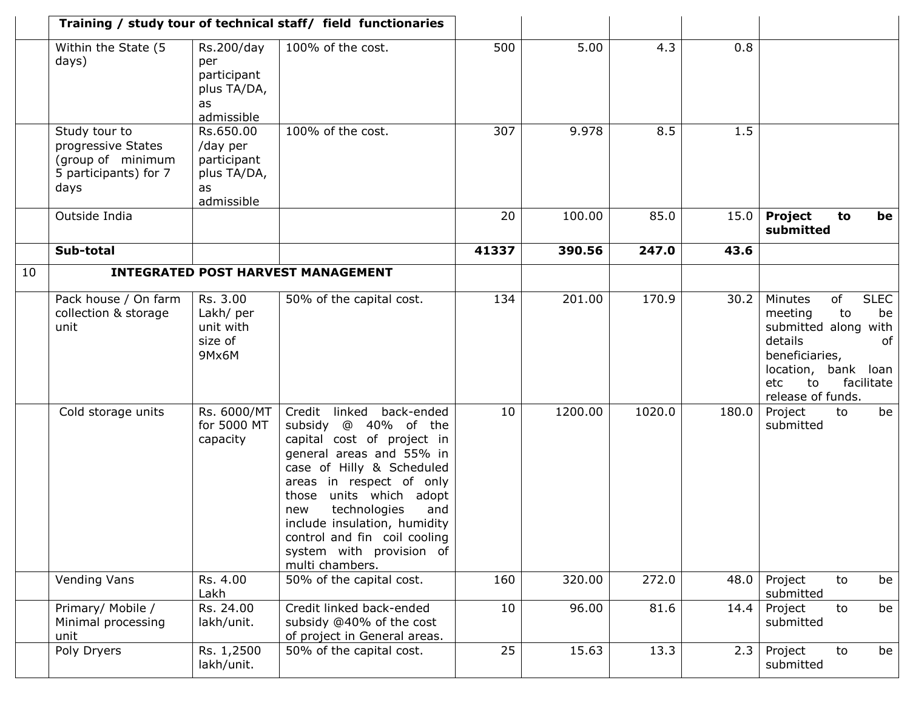| | | | | | | | | |
|---|---|---|---|---|---|---|---|---|
| | **Training / study tour of technical staff/ field functionaries** | | | | | | | |
| | Within the State (5 days) | Rs.200/day per participant plus TA/DA, as admissible | 100% of the cost. | 500 | 5.00 | 4.3 | 0.8 | |
| | Study tour to progressive States (group of minimum 5 participants) for 7 days | Rs.650.00 /day per participant plus TA/DA, as admissible | 100% of the cost. | 307 | 9.978 | 8.5 | 1.5 | |
| | Outside India | | | 20 | 100.00 | 85.0 | 15.0 | **Project to be submitted** |
| | **Sub-total** | | | **41337** | **390.56** | **247.0** | **43.6** | |
| 10 | **INTEGRATED POST HARVEST MANAGEMENT** | | | | | | | |
| | Pack house / On farm collection & storage unit | Rs. 3.00 Lakh/ per unit with size of 9Mx6M | 50% of the capital cost. | 134 | 201.00 | 170.9 | 30.2 | Minutes of SLEC meeting to be submitted along with details of beneficiaries, location, bank loan etc to facilitate release of funds. |
| | Cold storage units | Rs. 6000/MT for 5000 MT capacity | Credit linked back-ended subsidy @ 40% of the capital cost of project in general areas and 55% in case of Hilly & Scheduled areas in respect of only those units which adopt new technologies and include insulation, humidity control and fin coil cooling system with provision of multi chambers. | 10 | 1200.00 | 1020.0 | 180.0 | Project to be submitted |
| | Vending Vans | Rs. 4.00 Lakh | 50% of the capital cost. | 160 | 320.00 | 272.0 | 48.0 | Project to be submitted |
| | Primary/ Mobile / Minimal processing unit | Rs. 24.00 lakh/unit. | Credit linked back-ended subsidy @40% of the cost of project in General areas. | 10 | 96.00 | 81.6 | 14.4 | Project to be submitted |
| | Poly Dryers | Rs. 1,2500 lakh/unit. | 50% of the capital cost. | 25 | 15.63 | 13.3 | 2.3 | Project to be submitted |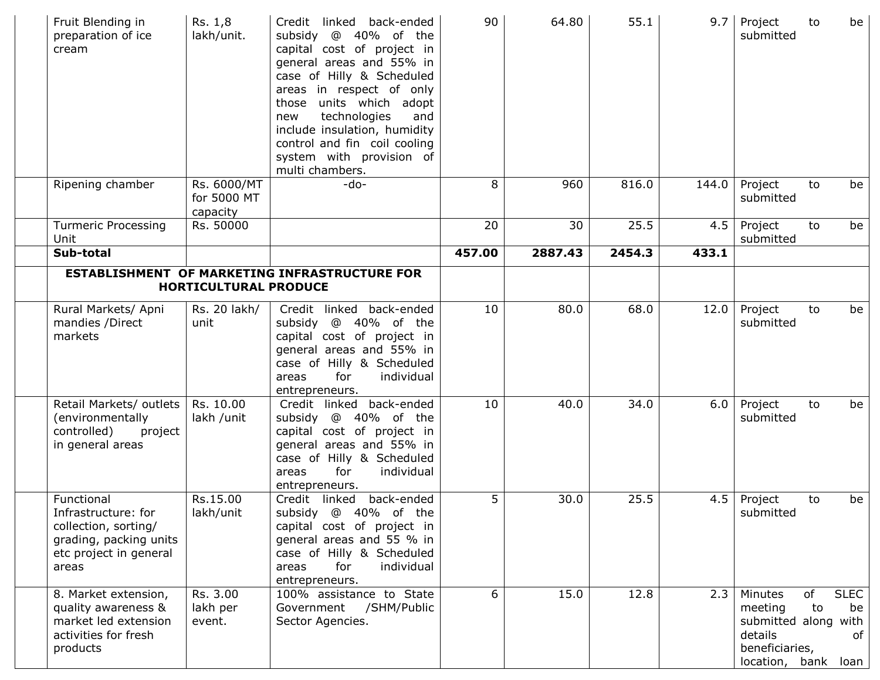| | | | | | | | | |
|---|---|---|---|---|---|---|---|---|
| | Fruit Blending in preparation of ice cream | Rs. 1,8 lakh/unit. | Credit linked back-ended subsidy @ 40% of the capital cost of project in general areas and 55% in case of Hilly & Scheduled areas in respect of only those units which adopt new technologies and include insulation, humidity control and fin coil cooling system with provision of multi chambers. | 90 | 64.80 | 55.1 | 9.7 | Project to be submitted |
| | Ripening chamber | Rs. 6000/MT for 5000 MT capacity | -do- | 8 | 960 | 816.0 | 144.0 | Project to be submitted |
| | Turmeric Processing Unit | Rs. 50000 | | 20 | 30 | 25.5 | 4.5 | Project to be submitted |
| | **Sub-total** | | | **457.00** | **2887.43** | **2454.3** | **433.1** | |
| | **ESTABLISHMENT OF MARKETING INFRASTRUCTURE FOR HORTICULTURAL PRODUCE** | | | | | | | |
| | Rural Markets/ Apni mandies /Direct markets | Rs. 20 lakh/ unit | Credit linked back-ended subsidy @ 40% of the capital cost of project in general areas and 55% in case of Hilly & Scheduled areas for individual entrepreneurs. | 10 | 80.0 | 68.0 | 12.0 | Project to be submitted |
| | Retail Markets/ outlets (environmentally controlled) project in general areas | Rs. 10.00 lakh /unit | Credit linked back-ended subsidy @ 40% of the capital cost of project in general areas and 55% in case of Hilly & Scheduled areas for individual entrepreneurs. | 10 | 40.0 | 34.0 | 6.0 | Project to be submitted |
| | Functional Infrastructure: for collection, sorting/ grading, packing units etc project in general areas | Rs.15.00 lakh/unit | Credit linked back-ended subsidy @ 40% of the capital cost of project in general areas and 55 % in case of Hilly & Scheduled areas for individual entrepreneurs. | 5 | 30.0 | 25.5 | 4.5 | Project to be submitted |
| | 8. Market extension, quality awareness & market led extension activities for fresh products | Rs. 3.00 lakh per event. | 100% assistance to State Government /SHM/Public Sector Agencies. | 6 | 15.0 | 12.8 | 2.3 | Minutes of SLEC meeting to be submitted along with details of beneficiaries, location, bank loan |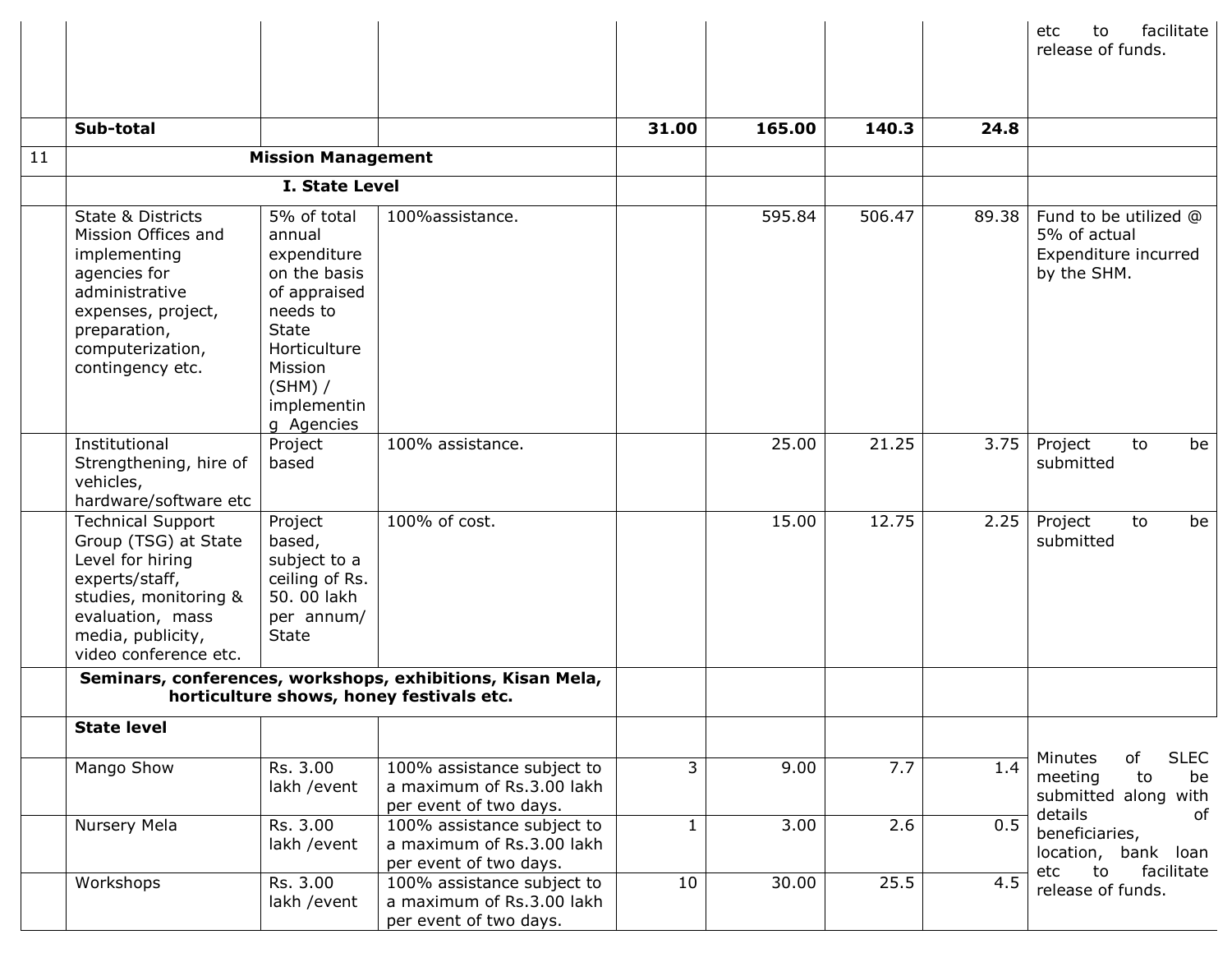| | | | | | | | | |
|---|---|---|---|---|---|---|---|---|
| | | | | | | | | etc to facilitate release of funds. |
| | **Sub-total** | | | **31.00** | **165.00** | **140.3** | **24.8** | |
| 11 | **Mission Management** | | | | | | | |
| | **I. State Level** | | | | | | | |
| | State & Districts Mission Offices and implementing agencies for administrative expenses, project, preparation, computerization, contingency etc. | 5% of total annual expenditure on the basis of appraised needs to State Horticulture Mission (SHM) / implementing Agencies | 100%assistance. | | 595.84 | 506.47 | 89.38 | Fund to be utilized @ 5% of actual Expenditure incurred by the SHM. |
| | Institutional Strengthening, hire of vehicles, hardware/software etc | Project based | 100% assistance. | | 25.00 | 21.25 | 3.75 | Project to be submitted |
| | Technical Support Group (TSG) at State Level for hiring experts/staff, studies, monitoring & evaluation, mass media, publicity, video conference etc. | Project based, subject to a ceiling of Rs. 50. 00 lakh per annum/ State | 100% of cost. | | 15.00 | 12.75 | 2.25 | Project to be submitted |
| | **Seminars, conferences, workshops, exhibitions, Kisan Mela, horticulture shows, honey festivals etc.** | | | | | | | |
| | **State level** | | | | | | | Minutes of SLEC meeting to be submitted along with details of beneficiaries, location, bank loan etc to facilitate release of funds. |
| | Mango Show | Rs. 3.00 lakh /event | 100% assistance subject to a maximum of Rs.3.00 lakh per event of two days. | 3 | 9.00 | 7.7 | 1.4 | |
| | Nursery Mela | Rs. 3.00 lakh /event | 100% assistance subject to a maximum of Rs.3.00 lakh per event of two days. | 1 | 3.00 | 2.6 | 0.5 | |
| | Workshops | Rs. 3.00 lakh /event | 100% assistance subject to a maximum of Rs.3.00 lakh per event of two days. | 10 | 30.00 | 25.5 | 4.5 | |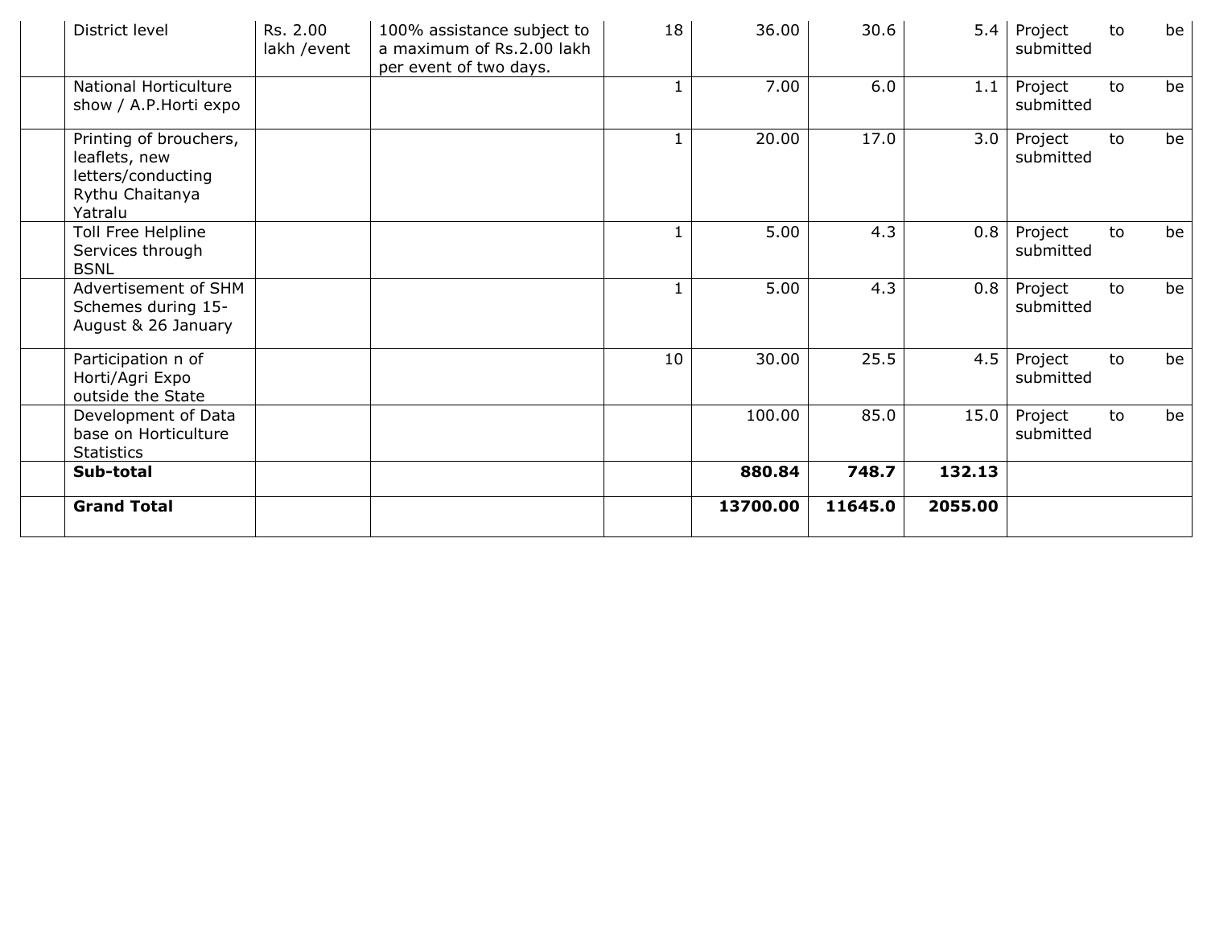| | | | | | | | | |
|---|---|---|---|---|---|---|---|---|
| | District level | Rs. 2.00 lakh /event | 100% assistance subject to a maximum of Rs.2.00 lakh per event of two days. | 18 | 36.00 | 30.6 | 5.4 | Project to be submitted |
| | National Horticulture show / A.P.Horti expo | | | 1 | 7.00 | 6.0 | 1.1 | Project to be submitted |
| | Printing of brouchers, leaflets, new letters/conducting Rythu Chaitanya Yatralu | | | 1 | 20.00 | 17.0 | 3.0 | Project to be submitted |
| | Toll Free Helpline Services through BSNL | | | 1 | 5.00 | 4.3 | 0.8 | Project to be submitted |
| | Advertisement of SHM Schemes during 15-August & 26 January | | | 1 | 5.00 | 4.3 | 0.8 | Project to be submitted |
| | Participation n of Horti/Agri Expo outside the State | | | 10 | 30.00 | 25.5 | 4.5 | Project to be submitted |
| | Development of Data base on Horticulture Statistics | | | | 100.00 | 85.0 | 15.0 | Project to be submitted |
| | **Sub-total** | | | | **880.84** | **748.7** | **132.13** | |
| | **Grand Total** | | | | **13700.00** | **11645.0** | **2055.00** | |